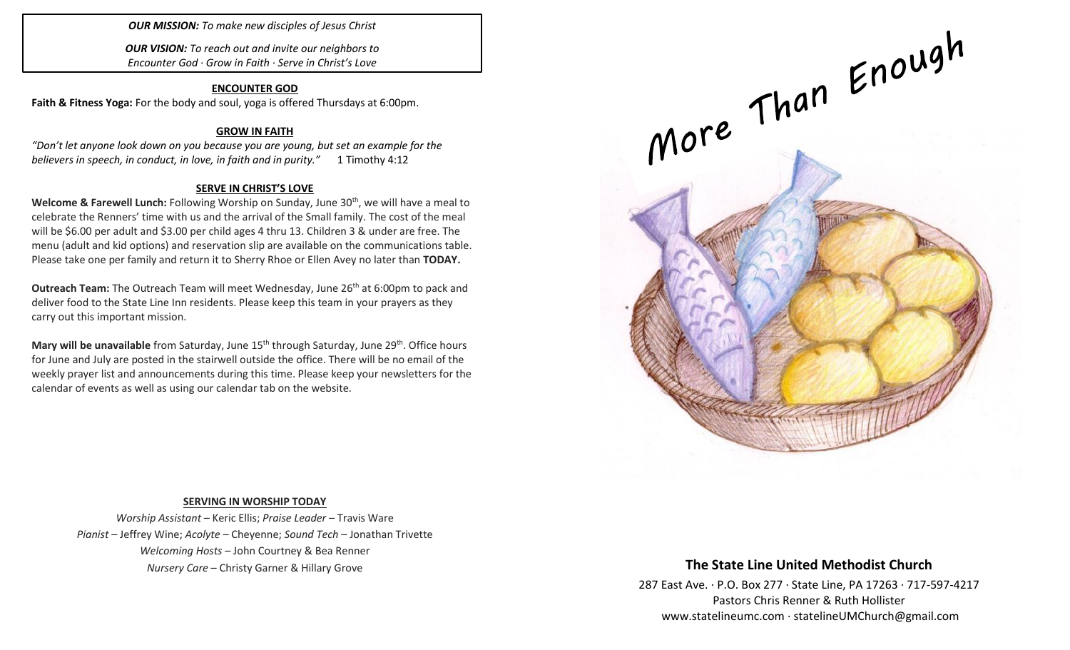***OUR MISSION:*** *To make new disciples of Jesus Christ*

***OUR VISION:*** *To reach out and invite our neighbors to Encounter God · Grow in Faith · Serve in Christ's Love*

## ENCOUNTER GOD

**Faith & Fitness Yoga:** For the body and soul, yoga is offered Thursdays at 6:00pm.

## GROW IN FAITH

*"Don't let anyone look down on you because you are young, but set an example for the believers in speech, in conduct, in love, in faith and in purity."* 1 Timothy 4:12

## SERVE IN CHRIST'S LOVE

**Welcome & Farewell Lunch:** Following Worship on Sunday, June 30th, we will have a meal to celebrate the Renners' time with us and the arrival of the Small family. The cost of the meal will be $6.00 per adult and $3.00 per child ages 4 thru 13. Children 3 & under are free. The menu (adult and kid options) and reservation slip are available on the communications table. Please take one per family and return it to Sherry Rhoe or Ellen Avey no later than **TODAY.**

**Outreach Team:** The Outreach Team will meet Wednesday, June 26th at 6:00pm to pack and deliver food to the State Line Inn residents. Please keep this team in your prayers as they carry out this important mission.

**Mary will be unavailable** from Saturday, June 15th through Saturday, June 29th. Office hours for June and July are posted in the stairwell outside the office. There will be no email of the weekly prayer list and announcements during this time. Please keep your newsletters for the calendar of events as well as using our calendar tab on the website.

## SERVING IN WORSHIP TODAY

*Worship Assistant* – Keric Ellis; *Praise Leader* – Travis Ware
*Pianist* – Jeffrey Wine; *Acolyte* – Cheyenne; *Sound Tech* – Jonathan Trivette
*Welcoming Hosts* – John Courtney & Bea Renner
*Nursery Care* – Christy Garner & Hillary Grove

# More Than Enough

## The State Line United Methodist Church

287 East Ave. · P.O. Box 277 · State Line, PA 17263 · 717-597-4217
Pastors Chris Renner & Ruth Hollister
www.statelineumc.com · statelineUMChurch@gmail.com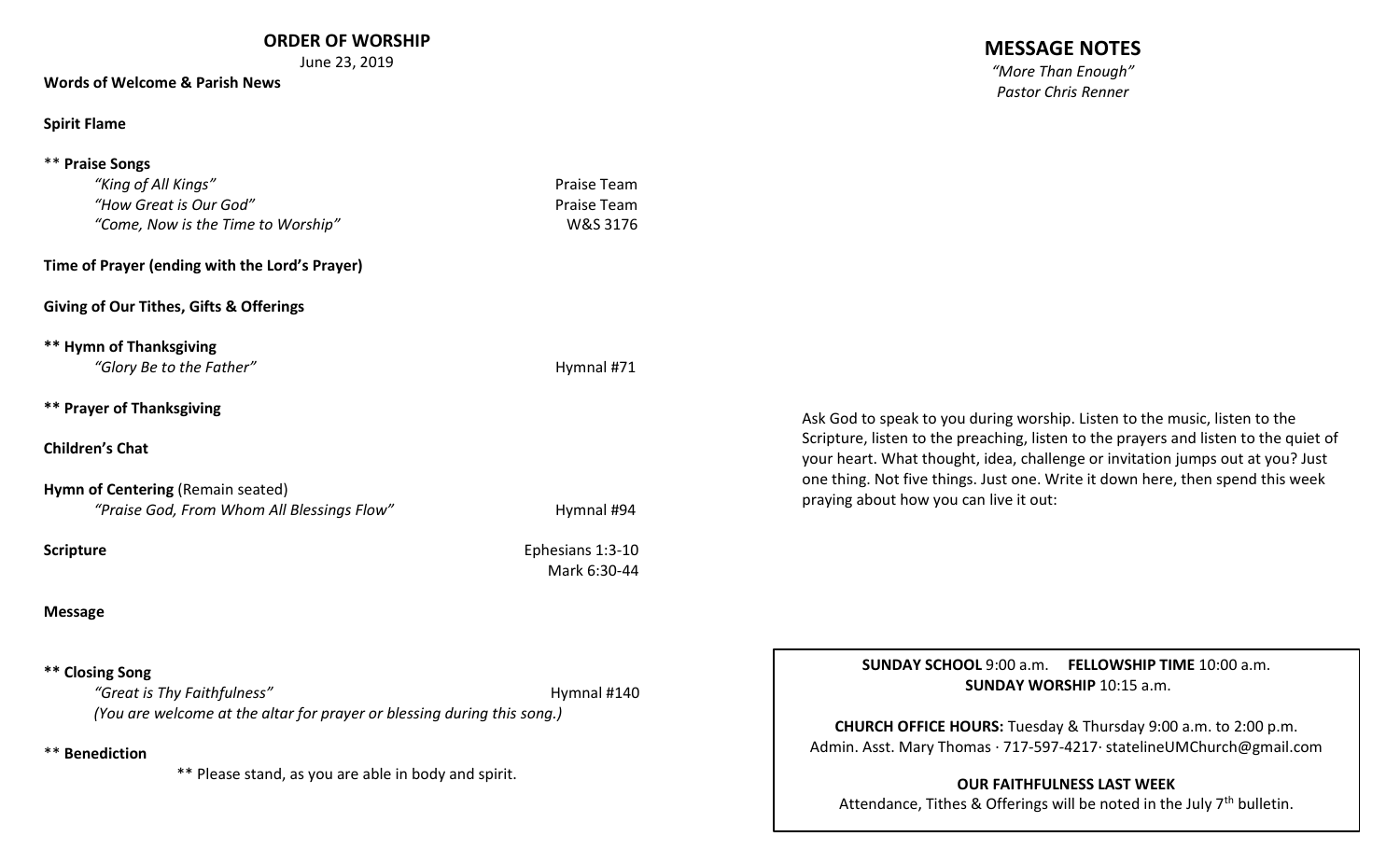## ORDER OF WORSHIP

June 23, 2019

**Words of Welcome & Parish News**

**Spirit Flame**

** **Praise Songs**

| | |
|---|---|
| *"King of All Kings"* | Praise Team |
| *"How Great is Our God"* | Praise Team |
| *"Come, Now is the Time to Worship"* | W&S 3176 |

**Time of Prayer (ending with the Lord's Prayer)**

**Giving of Our Tithes, Gifts & Offerings**

**** Hymn of Thanksgiving**

*"Glory Be to the Father"* — Hymnal #71

**** Prayer of Thanksgiving**

**Children's Chat**

**Hymn of Centering** (Remain seated)

*"Praise God, From Whom All Blessings Flow"* — Hymnal #94

**Scripture** — Ephesians 1:3-10, Mark 6:30-44

**Message**

**** Closing Song**

*"Great is Thy Faithfulness"* — Hymnal #140

*(You are welcome at the altar for prayer or blessing during this song.)*

** **Benediction**

** Please stand, as you are able in body and spirit.

## MESSAGE NOTES

*"More Than Enough"*

*Pastor Chris Renner*

Ask God to speak to you during worship. Listen to the music, listen to the Scripture, listen to the preaching, listen to the prayers and listen to the quiet of your heart. What thought, idea, challenge or invitation jumps out at you? Just one thing. Not five things. Just one. Write it down here, then spend this week praying about how you can live it out:

**SUNDAY SCHOOL** 9:00 a.m. **FELLOWSHIP TIME** 10:00 a.m.
**SUNDAY WORSHIP** 10:15 a.m.

**CHURCH OFFICE HOURS:** Tuesday & Thursday 9:00 a.m. to 2:00 p.m.
Admin. Asst. Mary Thomas · 717-597-4217· statelineUMChurch@gmail.com

**OUR FAITHFULNESS LAST WEEK**

Attendance, Tithes & Offerings will be noted in the July 7th bulletin.